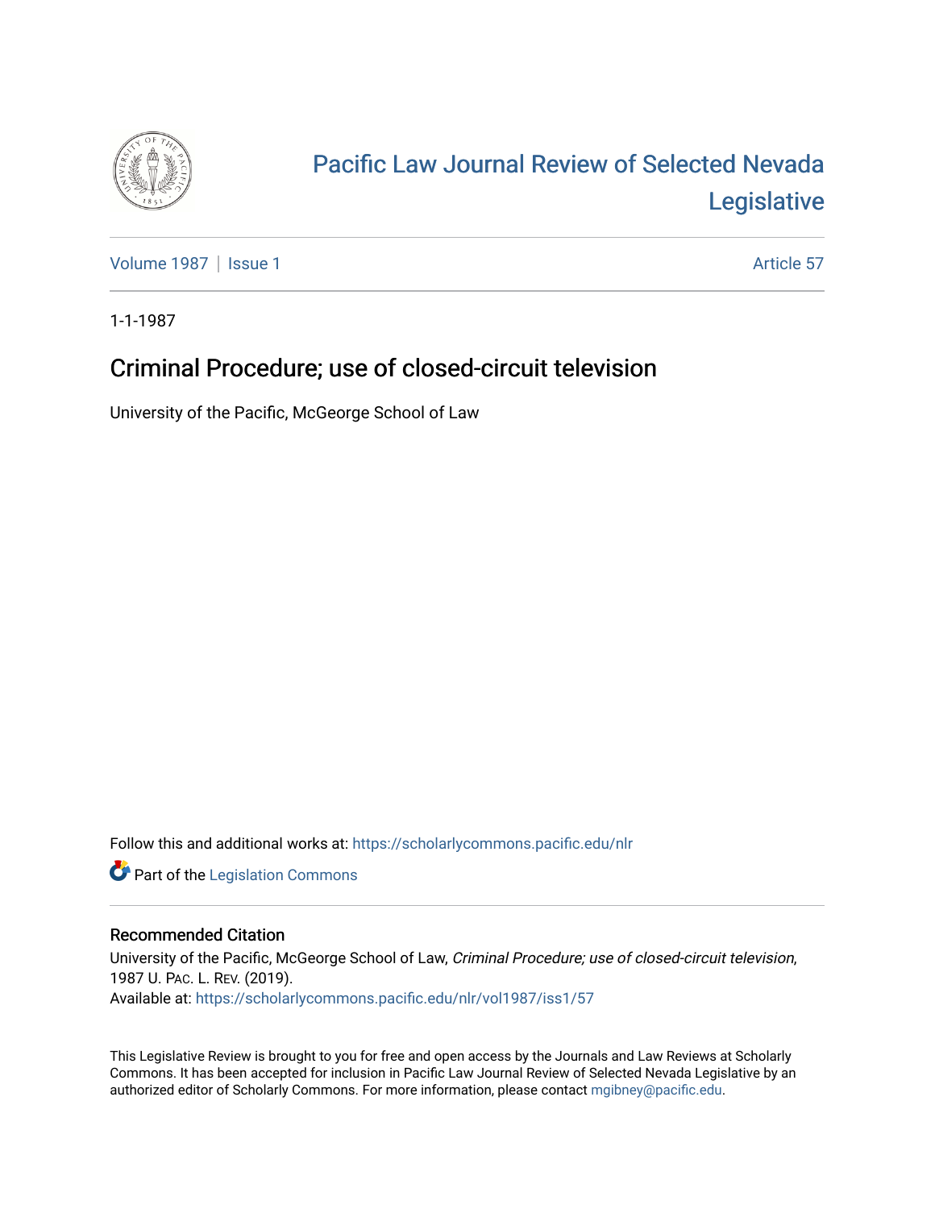# Pacific Law Journal Review of Selected Nevada Legislative

Volume 1987 | Issue 1 Article 57

1-1-1987

## Criminal Procedure; use of closed-circuit television

University of the Pacific, McGeorge School of Law

Follow this and additional works at: https://scholarlycommons.pacific.edu/nlr

Part of the Legislation Commons

### Recommended Citation

University of the Pacific, McGeorge School of Law, *Criminal Procedure; use of closed-circuit television*, 1987 U. PAC. L. REV. (2019).
Available at: https://scholarlycommons.pacific.edu/nlr/vol1987/iss1/57

This Legislative Review is brought to you for free and open access by the Journals and Law Reviews at Scholarly Commons. It has been accepted for inclusion in Pacific Law Journal Review of Selected Nevada Legislative by an authorized editor of Scholarly Commons. For more information, please contact mgibney@pacific.edu.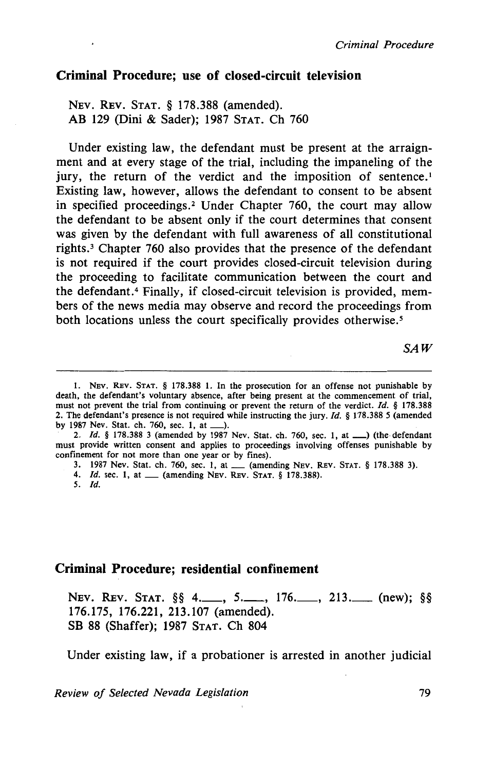## Criminal Procedure; use of closed-circuit television

NEV. REV. STAT. § 178.388 (amended).
AB 129 (Dini & Sader); 1987 STAT. Ch 760

Under existing law, the defendant must be present at the arraignment and at every stage of the trial, including the impaneling of the jury, the return of the verdict and the imposition of sentence.[1] Existing law, however, allows the defendant to consent to be absent in specified proceedings.[2] Under Chapter 760, the court may allow the defendant to be absent only if the court determines that consent was given by the defendant with full awareness of all constitutional rights.[3] Chapter 760 also provides that the presence of the defendant is not required if the court provides closed-circuit television during the proceeding to facilitate communication between the court and the defendant.[4] Finally, if closed-circuit television is provided, members of the news media may observe and record the proceedings from both locations unless the court specifically provides otherwise.[5]

*SAW*

---

1. NEV. REV. STAT. § 178.388 1. In the prosecution for an offense not punishable by death, the defendant's voluntary absence, after being present at the commencement of trial, must not prevent the trial from continuing or prevent the return of the verdict. *Id.* § 178.388 2. The defendant's presence is not required while instructing the jury. *Id.* § 178.388 5 (amended by 1987 Nev. Stat. ch. 760, sec. 1, at ___).
2. *Id.* § 178.388 3 (amended by 1987 Nev. Stat. ch. 760, sec. 1, at ___) (the defendant must provide written consent and applies to proceedings involving offenses punishable by confinement for not more than one year or by fines).
3. 1987 Nev. Stat. ch. 760, sec. 1, at ___ (amending NEV. REV. STAT. § 178.388 3).
4. *Id.* sec. 1, at ___ (amending NEV. REV. STAT. § 178.388).
5. *Id.*

## Criminal Procedure; residential confinement

NEV. REV. STAT. §§ 4.___, 5.___, 176.___, 213.___ (new); §§ 176.175, 176.221, 213.107 (amended).
SB 88 (Shaffer); 1987 STAT. Ch 804

Under existing law, if a probationer is arrested in another judicial